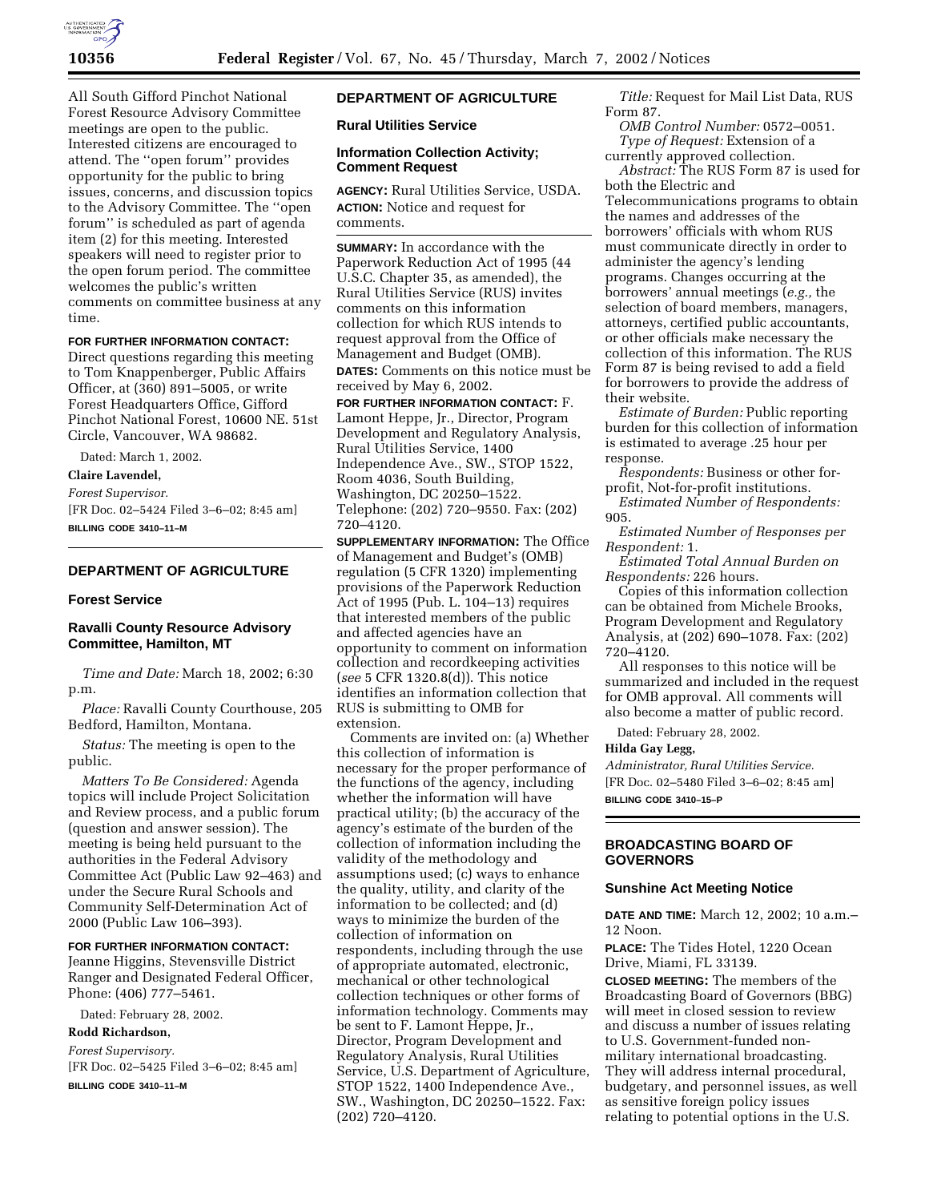All South Gifford Pinchot National Forest Resource Advisory Committee meetings are open to the public. Interested citizens are encouraged to attend. The ''open forum'' provides opportunity for the public to bring issues, concerns, and discussion topics to the Advisory Committee. The ''open forum'' is scheduled as part of agenda item (2) for this meeting. Interested speakers will need to register prior to the open forum period. The committee welcomes the public's written comments on committee business at any time.

**FOR FURTHER INFORMATION CONTACT:** Direct questions regarding this meeting to Tom Knappenberger, Public Affairs Officer, at (360) 891–5005, or write Forest Headquarters Office, Gifford Pinchot National Forest, 10600 NE. 51st Circle, Vancouver, WA 98682.

Dated: March 1, 2002.

**Claire Lavendel,**

*Forest Supervisor.*

[FR Doc. 02–5424 Filed 3–6–02; 8:45 am]

**BILLING CODE 3410–11–M**

---

## DEPARTMENT OF AGRICULTURE

### Forest Service

### Ravalli County Resource Advisory Committee, Hamilton, MT

*Time and Date:* March 18, 2002; 6:30 p.m.

*Place:* Ravalli County Courthouse, 205 Bedford, Hamilton, Montana.

*Status:* The meeting is open to the public.

*Matters To Be Considered:* Agenda topics will include Project Solicitation and Review process, and a public forum (question and answer session). The meeting is being held pursuant to the authorities in the Federal Advisory Committee Act (Public Law 92–463) and under the Secure Rural Schools and Community Self-Determination Act of 2000 (Public Law 106–393).

**FOR FURTHER INFORMATION CONTACT:** Jeanne Higgins, Stevensville District Ranger and Designated Federal Officer, Phone: (406) 777–5461.

Dated: February 28, 2002.

**Rodd Richardson,**

*Forest Supervisory.*

[FR Doc. 02–5425 Filed 3–6–02; 8:45 am]

**BILLING CODE 3410–11–M**

---

## DEPARTMENT OF AGRICULTURE

### Rural Utilities Service

### Information Collection Activity; Comment Request

**AGENCY:** Rural Utilities Service, USDA.

**ACTION:** Notice and request for comments.

**SUMMARY:** In accordance with the Paperwork Reduction Act of 1995 (44 U.S.C. Chapter 35, as amended), the Rural Utilities Service (RUS) invites comments on this information collection for which RUS intends to request approval from the Office of Management and Budget (OMB).

**DATES:** Comments on this notice must be received by May 6, 2002.

**FOR FURTHER INFORMATION CONTACT:** F. Lamont Heppe, Jr., Director, Program Development and Regulatory Analysis, Rural Utilities Service, 1400 Independence Ave., SW., STOP 1522, Room 4036, South Building, Washington, DC 20250–1522. Telephone: (202) 720–9550. Fax: (202) 720–4120.

**SUPPLEMENTARY INFORMATION:** The Office of Management and Budget's (OMB) regulation (5 CFR 1320) implementing provisions of the Paperwork Reduction Act of 1995 (Pub. L. 104–13) requires that interested members of the public and affected agencies have an opportunity to comment on information collection and recordkeeping activities (*see* 5 CFR 1320.8(d)). This notice identifies an information collection that RUS is submitting to OMB for extension.

Comments are invited on: (a) Whether this collection of information is necessary for the proper performance of the functions of the agency, including whether the information will have practical utility; (b) the accuracy of the agency's estimate of the burden of the collection of information including the validity of the methodology and assumptions used; (c) ways to enhance the quality, utility, and clarity of the information to be collected; and (d) ways to minimize the burden of the collection of information on respondents, including through the use of appropriate automated, electronic, mechanical or other technological collection techniques or other forms of information technology. Comments may be sent to F. Lamont Heppe, Jr., Director, Program Development and Regulatory Analysis, Rural Utilities Service, U.S. Department of Agriculture, STOP 1522, 1400 Independence Ave., SW., Washington, DC 20250–1522. Fax: (202) 720–4120.

*Title:* Request for Mail List Data, RUS Form 87.

*OMB Control Number:* 0572–0051.

*Type of Request:* Extension of a currently approved collection.

*Abstract:* The RUS Form 87 is used for both the Electric and Telecommunications programs to obtain the names and addresses of the borrowers' officials with whom RUS must communicate directly in order to administer the agency's lending programs. Changes occurring at the borrowers' annual meetings (*e.g.,* the selection of board members, managers, attorneys, certified public accountants, or other officials make necessary the collection of this information. The RUS Form 87 is being revised to add a field for borrowers to provide the address of their website.

*Estimate of Burden:* Public reporting burden for this collection of information is estimated to average .25 hour per response.

*Respondents:* Business or other for-profit, Not-for-profit institutions.

*Estimated Number of Respondents:* 905.

*Estimated Number of Responses per Respondent:* 1.

*Estimated Total Annual Burden on Respondents:* 226 hours.

Copies of this information collection can be obtained from Michele Brooks, Program Development and Regulatory Analysis, at (202) 690–1078. Fax: (202) 720–4120.

All responses to this notice will be summarized and included in the request for OMB approval. All comments will also become a matter of public record.

Dated: February 28, 2002.

**Hilda Gay Legg,**

*Administrator, Rural Utilities Service.*

[FR Doc. 02–5480 Filed 3–6–02; 8:45 am]

**BILLING CODE 3410–15–P**

---

## BROADCASTING BOARD OF GOVERNORS

### Sunshine Act Meeting Notice

**DATE AND TIME:** March 12, 2002; 10 a.m.–12 Noon.

**PLACE:** The Tides Hotel, 1220 Ocean Drive, Miami, FL 33139.

**CLOSED MEETING:** The members of the Broadcasting Board of Governors (BBG) will meet in closed session to review and discuss a number of issues relating to U.S. Government-funded non-military international broadcasting. They will address internal procedural, budgetary, and personnel issues, as well as sensitive foreign policy issues relating to potential options in the U.S.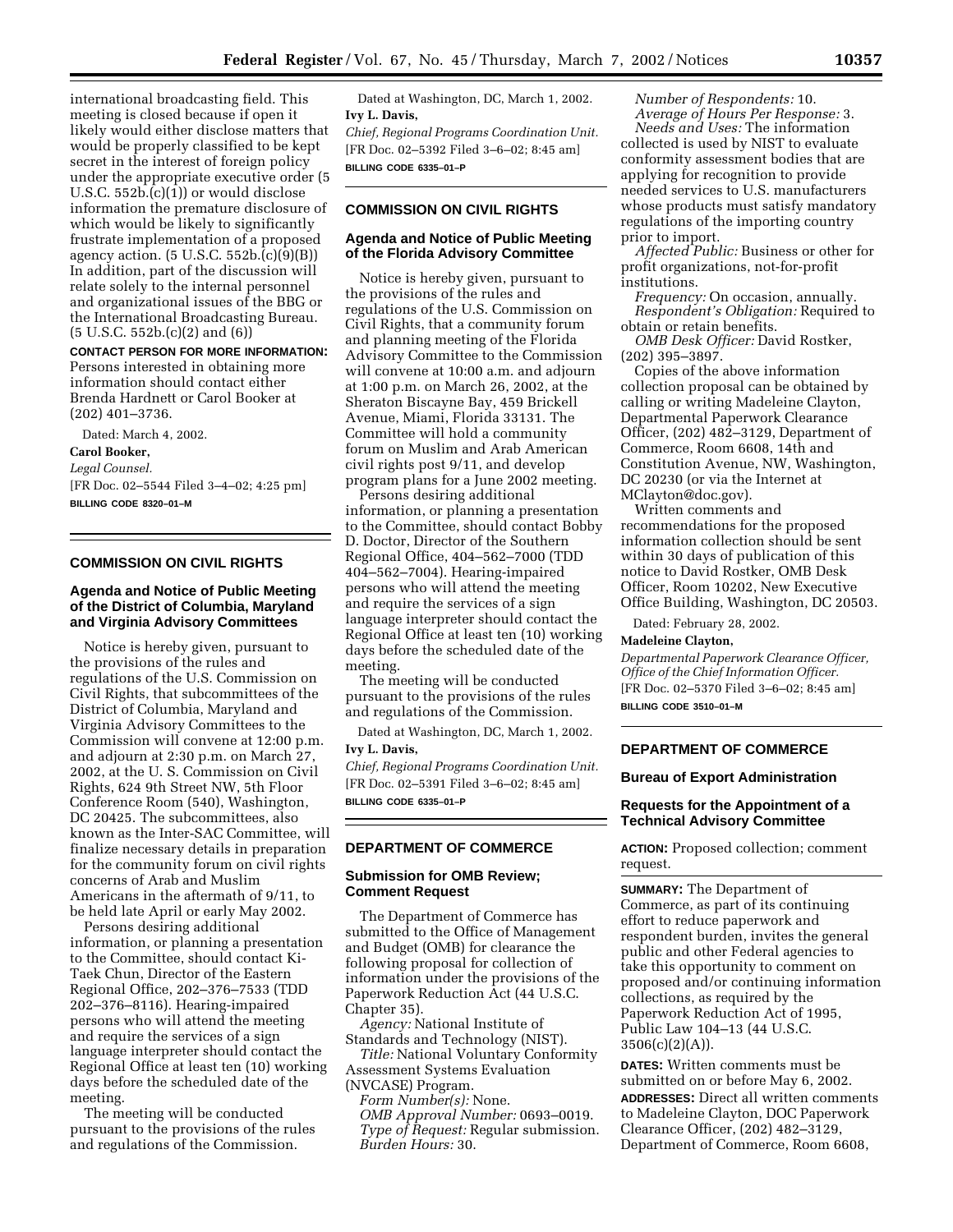international broadcasting field. This meeting is closed because if open it likely would either disclose matters that would be properly classified to be kept secret in the interest of foreign policy under the appropriate executive order (5 U.S.C. 552b.(c)(1)) or would disclose information the premature disclosure of which would be likely to significantly frustrate implementation of a proposed agency action. (5 U.S.C. 552b.(c)(9)(B)) In addition, part of the discussion will relate solely to the internal personnel and organizational issues of the BBG or the International Broadcasting Bureau. (5 U.S.C. 552b.(c)(2) and (6))

**CONTACT PERSON FOR MORE INFORMATION:** Persons interested in obtaining more information should contact either Brenda Hardnett or Carol Booker at (202) 401–3736.

Dated: March 4, 2002.

**Carol Booker,**

*Legal Counsel.*

[FR Doc. 02–5544 Filed 3–4–02; 4:25 pm]

**BILLING CODE 8320–01–M**

## COMMISSION ON CIVIL RIGHTS

### Agenda and Notice of Public Meeting of the District of Columbia, Maryland and Virginia Advisory Committees

Notice is hereby given, pursuant to the provisions of the rules and regulations of the U.S. Commission on Civil Rights, that subcommittees of the District of Columbia, Maryland and Virginia Advisory Committees to the Commission will convene at 12:00 p.m. and adjourn at 2:30 p.m. on March 27, 2002, at the U. S. Commission on Civil Rights, 624 9th Street NW, 5th Floor Conference Room (540), Washington, DC 20425. The subcommittees, also known as the Inter-SAC Committee, will finalize necessary details in preparation for the community forum on civil rights concerns of Arab and Muslim Americans in the aftermath of 9/11, to be held late April or early May 2002.

Persons desiring additional information, or planning a presentation to the Committee, should contact Ki-Taek Chun, Director of the Eastern Regional Office, 202–376–7533 (TDD 202–376–8116). Hearing-impaired persons who will attend the meeting and require the services of a sign language interpreter should contact the Regional Office at least ten (10) working days before the scheduled date of the meeting.

The meeting will be conducted pursuant to the provisions of the rules and regulations of the Commission.

Dated at Washington, DC, March 1, 2002.

**Ivy L. Davis,**

*Chief, Regional Programs Coordination Unit.*

[FR Doc. 02–5392 Filed 3–6–02; 8:45 am]

**BILLING CODE 6335–01–P**

## COMMISSION ON CIVIL RIGHTS

### Agenda and Notice of Public Meeting of the Florida Advisory Committee

Notice is hereby given, pursuant to the provisions of the rules and regulations of the U.S. Commission on Civil Rights, that a community forum and planning meeting of the Florida Advisory Committee to the Commission will convene at 10:00 a.m. and adjourn at 1:00 p.m. on March 26, 2002, at the Sheraton Biscayne Bay, 459 Brickell Avenue, Miami, Florida 33131. The Committee will hold a community forum on Muslim and Arab American civil rights post 9/11, and develop program plans for a June 2002 meeting.

Persons desiring additional information, or planning a presentation to the Committee, should contact Bobby D. Doctor, Director of the Southern Regional Office, 404–562–7000 (TDD 404–562–7004). Hearing-impaired persons who will attend the meeting and require the services of a sign language interpreter should contact the Regional Office at least ten (10) working days before the scheduled date of the meeting.

The meeting will be conducted pursuant to the provisions of the rules and regulations of the Commission.

Dated at Washington, DC, March 1, 2002.

**Ivy L. Davis,**

*Chief, Regional Programs Coordination Unit.*

[FR Doc. 02–5391 Filed 3–6–02; 8:45 am]

**BILLING CODE 6335–01–P**

## DEPARTMENT OF COMMERCE

### Submission for OMB Review; Comment Request

The Department of Commerce has submitted to the Office of Management and Budget (OMB) for clearance the following proposal for collection of information under the provisions of the Paperwork Reduction Act (44 U.S.C. Chapter 35).

*Agency:* National Institute of Standards and Technology (NIST).

*Title:* National Voluntary Conformity Assessment Systems Evaluation (NVCASE) Program.

*Form Number(s):* None.

*OMB Approval Number:* 0693–0019.

*Type of Request:* Regular submission.

*Burden Hours:* 30.

*Number of Respondents:* 10.

*Average of Hours Per Response:* 3.

*Needs and Uses:* The information collected is used by NIST to evaluate conformity assessment bodies that are applying for recognition to provide needed services to U.S. manufacturers whose products must satisfy mandatory regulations of the importing country prior to import.

*Affected Public:* Business or other for profit organizations, not-for-profit institutions.

*Frequency:* On occasion, annually.

*Respondent's Obligation:* Required to obtain or retain benefits.

*OMB Desk Officer:* David Rostker, (202) 395–3897.

Copies of the above information collection proposal can be obtained by calling or writing Madeleine Clayton, Departmental Paperwork Clearance Officer, (202) 482–3129, Department of Commerce, Room 6608, 14th and Constitution Avenue, NW, Washington, DC 20230 (or via the Internet at MClayton@doc.gov).

Written comments and recommendations for the proposed information collection should be sent within 30 days of publication of this notice to David Rostker, OMB Desk Officer, Room 10202, New Executive Office Building, Washington, DC 20503.

Dated: February 28, 2002.

**Madeleine Clayton,**

*Departmental Paperwork Clearance Officer, Office of the Chief Information Officer.*

[FR Doc. 02–5370 Filed 3–6–02; 8:45 am]

**BILLING CODE 3510–01–M**

## DEPARTMENT OF COMMERCE

### Bureau of Export Administration

### Requests for the Appointment of a Technical Advisory Committee

**ACTION:** Proposed collection; comment request.

**SUMMARY:** The Department of Commerce, as part of its continuing effort to reduce paperwork and respondent burden, invites the general public and other Federal agencies to take this opportunity to comment on proposed and/or continuing information collections, as required by the Paperwork Reduction Act of 1995, Public Law 104–13 (44 U.S.C. 3506(c)(2)(A)).

**DATES:** Written comments must be submitted on or before May 6, 2002.

**ADDRESSES:** Direct all written comments to Madeleine Clayton, DOC Paperwork Clearance Officer, (202) 482–3129, Department of Commerce, Room 6608,